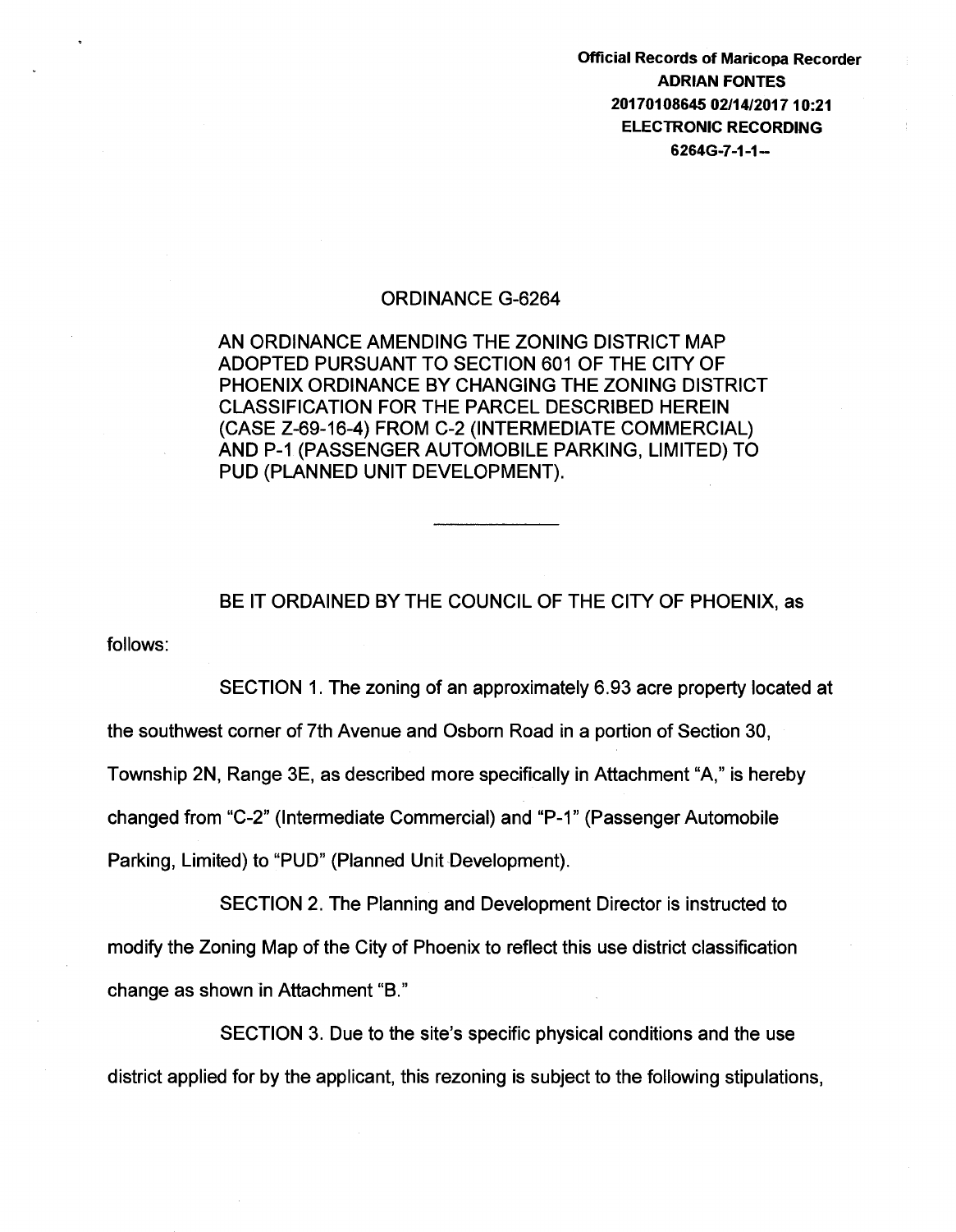Official Records of Maricopa Recorder
ADRIAN FONTES
20170108645 02/14/2017 10:21
ELECTRONIC RECORDING
6264G-7-1-1--

# ORDINANCE G-6264

AN ORDINANCE AMENDING THE ZONING DISTRICT MAP ADOPTED PURSUANT TO SECTION 601 OF THE CITY OF PHOENIX ORDINANCE BY CHANGING THE ZONING DISTRICT CLASSIFICATION FOR THE PARCEL DESCRIBED HEREIN (CASE Z-69-16-4) FROM C-2 (INTERMEDIATE COMMERCIAL) AND P-1 (PASSENGER AUTOMOBILE PARKING, LIMITED) TO PUD (PLANNED UNIT DEVELOPMENT).

---

BE IT ORDAINED BY THE COUNCIL OF THE CITY OF PHOENIX, as follows:

SECTION 1. The zoning of an approximately 6.93 acre property located at the southwest corner of 7th Avenue and Osborn Road in a portion of Section 30, Township 2N, Range 3E, as described more specifically in Attachment "A," is hereby changed from "C-2" (Intermediate Commercial) and "P-1" (Passenger Automobile Parking, Limited) to "PUD" (Planned Unit Development).

SECTION 2. The Planning and Development Director is instructed to modify the Zoning Map of the City of Phoenix to reflect this use district classification change as shown in Attachment "B."

SECTION 3. Due to the site's specific physical conditions and the use district applied for by the applicant, this rezoning is subject to the following stipulations,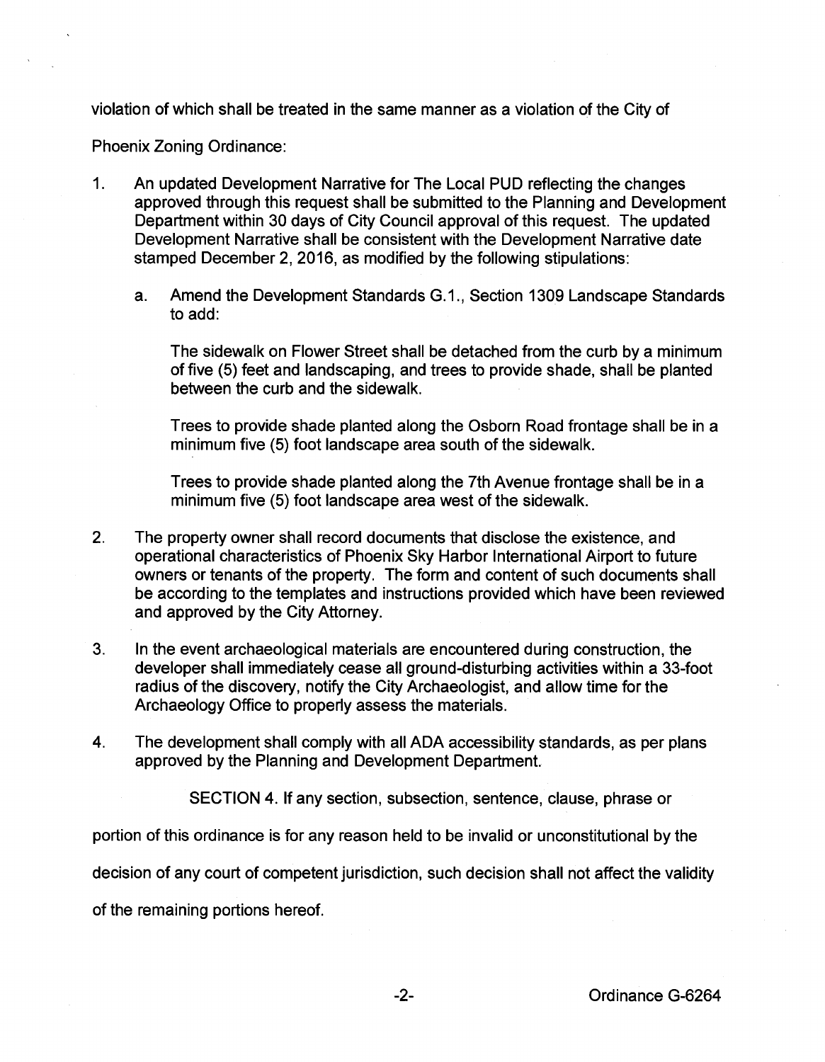violation of which shall be treated in the same manner as a violation of the City of Phoenix Zoning Ordinance:

1. An updated Development Narrative for The Local PUD reflecting the changes approved through this request shall be submitted to the Planning and Development Department within 30 days of City Council approval of this request. The updated Development Narrative shall be consistent with the Development Narrative date stamped December 2, 2016, as modified by the following stipulations:

   a. Amend the Development Standards G.1., Section 1309 Landscape Standards to add:

      The sidewalk on Flower Street shall be detached from the curb by a minimum of five (5) feet and landscaping, and trees to provide shade, shall be planted between the curb and the sidewalk.

      Trees to provide shade planted along the Osborn Road frontage shall be in a minimum five (5) foot landscape area south of the sidewalk.

      Trees to provide shade planted along the 7th Avenue frontage shall be in a minimum five (5) foot landscape area west of the sidewalk.

2. The property owner shall record documents that disclose the existence, and operational characteristics of Phoenix Sky Harbor International Airport to future owners or tenants of the property. The form and content of such documents shall be according to the templates and instructions provided which have been reviewed and approved by the City Attorney.

3. In the event archaeological materials are encountered during construction, the developer shall immediately cease all ground-disturbing activities within a 33-foot radius of the discovery, notify the City Archaeologist, and allow time for the Archaeology Office to properly assess the materials.

4. The development shall comply with all ADA accessibility standards, as per plans approved by the Planning and Development Department.

SECTION 4. If any section, subsection, sentence, clause, phrase or portion of this ordinance is for any reason held to be invalid or unconstitutional by the decision of any court of competent jurisdiction, such decision shall not affect the validity of the remaining portions hereof.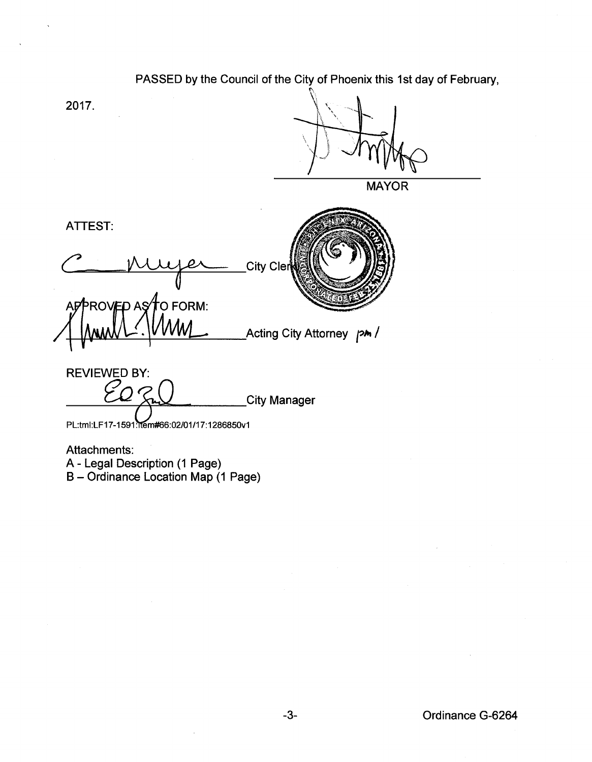PASSED by the Council of the City of Phoenix this 1st day of February, 2017.

_________________________
MAYOR

ATTEST:

_________________________ City Clerk

APPROVED AS TO FORM:

_________________________ Acting City Attorney pm /

REVIEWED BY:

_________________________ City Manager

PL:tml:LF17-1591:Item#66:02/01/17:1286850v1

Attachments:
A - Legal Description (1 Page)
B – Ordinance Location Map (1 Page)

Ordinance G-6264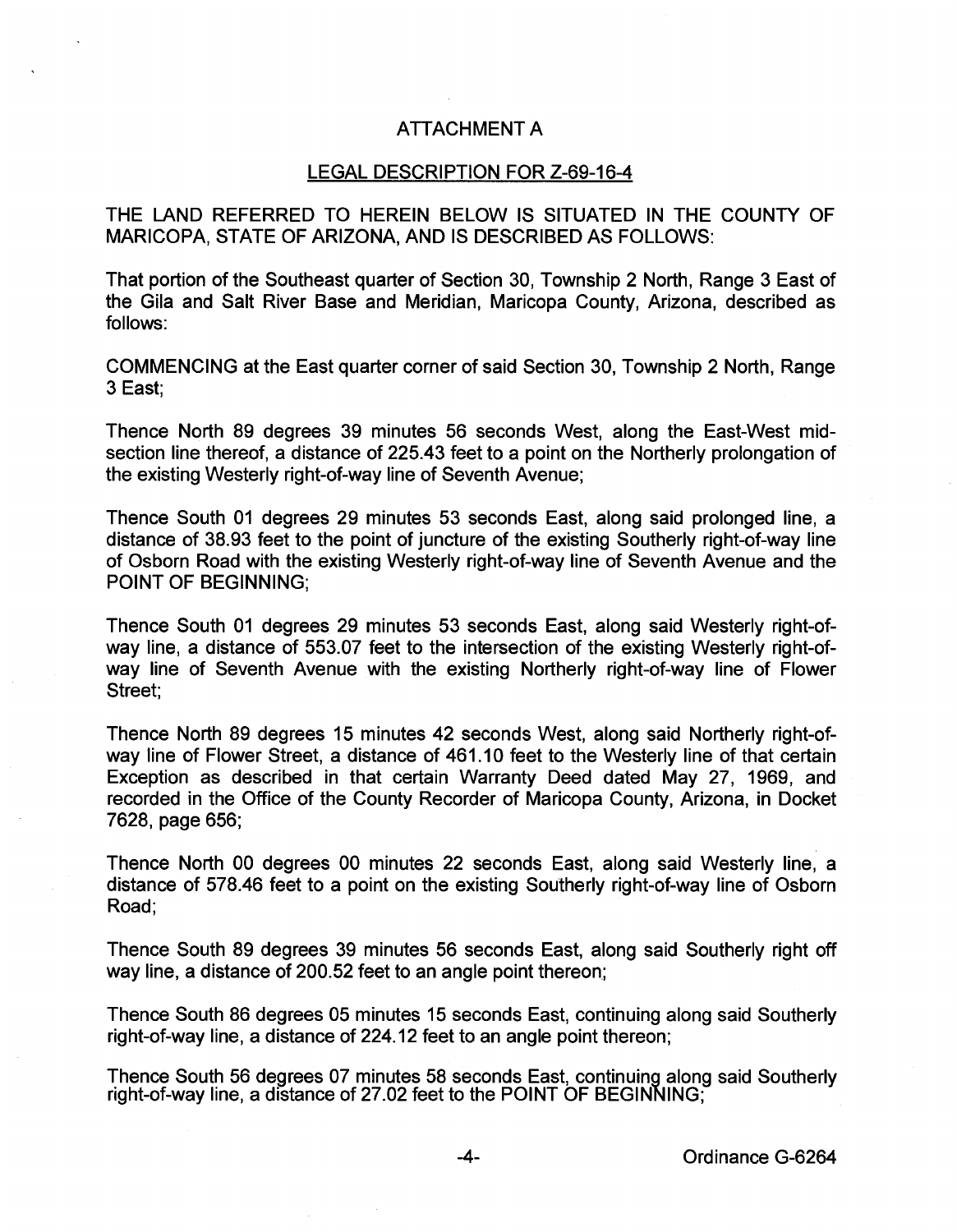# ATTACHMENT A

## LEGAL DESCRIPTION FOR Z-69-16-4

THE LAND REFERRED TO HEREIN BELOW IS SITUATED IN THE COUNTY OF MARICOPA, STATE OF ARIZONA, AND IS DESCRIBED AS FOLLOWS:

That portion of the Southeast quarter of Section 30, Township 2 North, Range 3 East of the Gila and Salt River Base and Meridian, Maricopa County, Arizona, described as follows:

COMMENCING at the East quarter corner of said Section 30, Township 2 North, Range 3 East;

Thence North 89 degrees 39 minutes 56 seconds West, along the East-West mid-section line thereof, a distance of 225.43 feet to a point on the Northerly prolongation of the existing Westerly right-of-way line of Seventh Avenue;

Thence South 01 degrees 29 minutes 53 seconds East, along said prolonged line, a distance of 38.93 feet to the point of juncture of the existing Southerly right-of-way line of Osborn Road with the existing Westerly right-of-way line of Seventh Avenue and the POINT OF BEGINNING;

Thence South 01 degrees 29 minutes 53 seconds East, along said Westerly right-of-way line, a distance of 553.07 feet to the intersection of the existing Westerly right-of-way line of Seventh Avenue with the existing Northerly right-of-way line of Flower Street;

Thence North 89 degrees 15 minutes 42 seconds West, along said Northerly right-of-way line of Flower Street, a distance of 461.10 feet to the Westerly line of that certain Exception as described in that certain Warranty Deed dated May 27, 1969, and recorded in the Office of the County Recorder of Maricopa County, Arizona, in Docket 7628, page 656;

Thence North 00 degrees 00 minutes 22 seconds East, along said Westerly line, a distance of 578.46 feet to a point on the existing Southerly right-of-way line of Osborn Road;

Thence South 89 degrees 39 minutes 56 seconds East, along said Southerly right off way line, a distance of 200.52 feet to an angle point thereon;

Thence South 86 degrees 05 minutes 15 seconds East, continuing along said Southerly right-of-way line, a distance of 224.12 feet to an angle point thereon;

Thence South 56 degrees 07 minutes 58 seconds East, continuing along said Southerly right-of-way line, a distance of 27.02 feet to the POINT OF BEGINNING;

Ordinance G-6264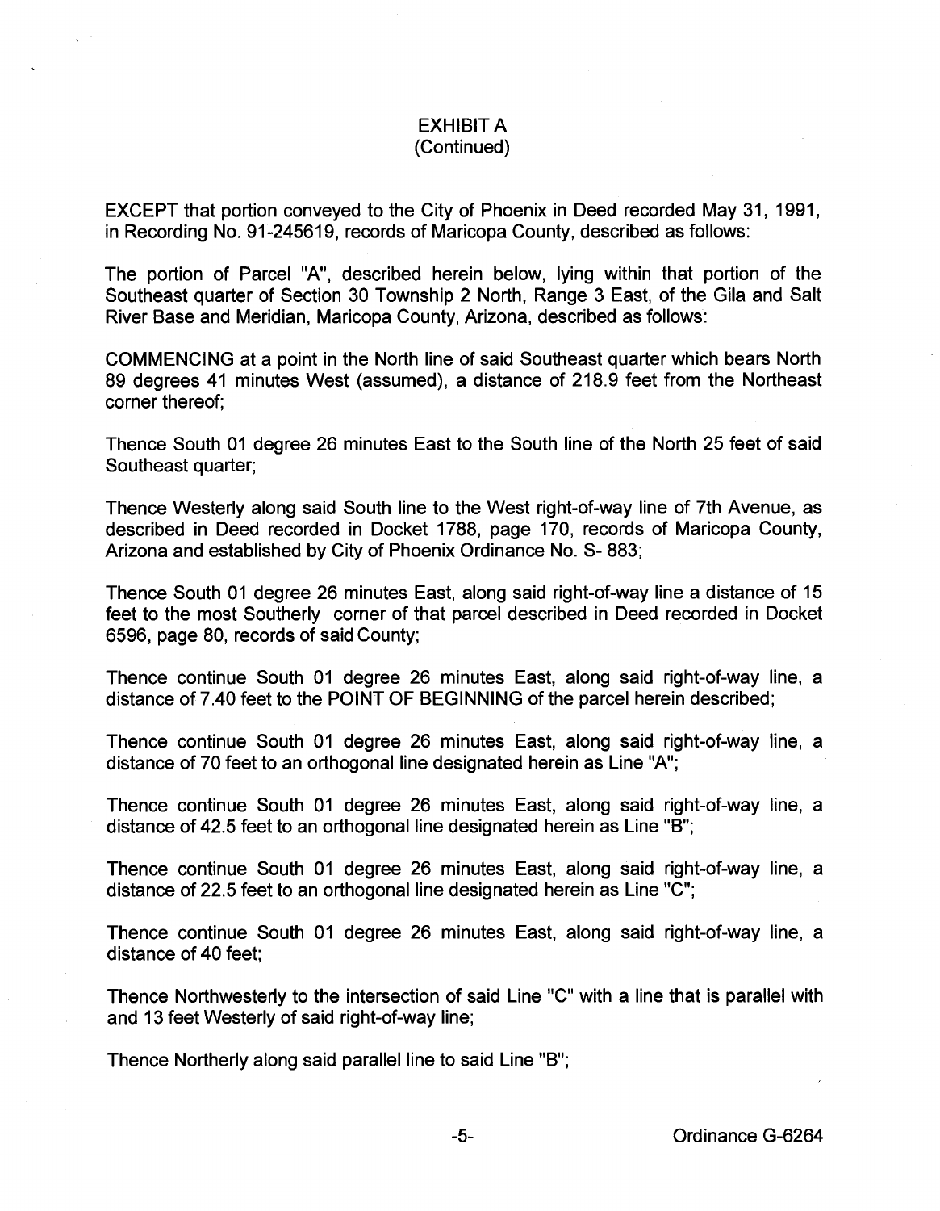# EXHIBIT A
(Continued)

EXCEPT that portion conveyed to the City of Phoenix in Deed recorded May 31, 1991, in Recording No. 91-245619, records of Maricopa County, described as follows:

The portion of Parcel "A", described herein below, lying within that portion of the Southeast quarter of Section 30 Township 2 North, Range 3 East, of the Gila and Salt River Base and Meridian, Maricopa County, Arizona, described as follows:

COMMENCING at a point in the North line of said Southeast quarter which bears North 89 degrees 41 minutes West (assumed), a distance of 218.9 feet from the Northeast corner thereof;

Thence South 01 degree 26 minutes East to the South line of the North 25 feet of said Southeast quarter;

Thence Westerly along said South line to the West right-of-way line of 7th Avenue, as described in Deed recorded in Docket 1788, page 170, records of Maricopa County, Arizona and established by City of Phoenix Ordinance No. S- 883;

Thence South 01 degree 26 minutes East, along said right-of-way line a distance of 15 feet to the most Southerly corner of that parcel described in Deed recorded in Docket 6596, page 80, records of said County;

Thence continue South 01 degree 26 minutes East, along said right-of-way line, a distance of 7.40 feet to the POINT OF BEGINNING of the parcel herein described;

Thence continue South 01 degree 26 minutes East, along said right-of-way line, a distance of 70 feet to an orthogonal line designated herein as Line "A";

Thence continue South 01 degree 26 minutes East, along said right-of-way line, a distance of 42.5 feet to an orthogonal line designated herein as Line "B";

Thence continue South 01 degree 26 minutes East, along said right-of-way line, a distance of 22.5 feet to an orthogonal line designated herein as Line "C";

Thence continue South 01 degree 26 minutes East, along said right-of-way line, a distance of 40 feet;

Thence Northwesterly to the intersection of said Line "C" with a line that is parallel with and 13 feet Westerly of said right-of-way line;

Thence Northerly along said parallel line to said Line "B";

Ordinance G-6264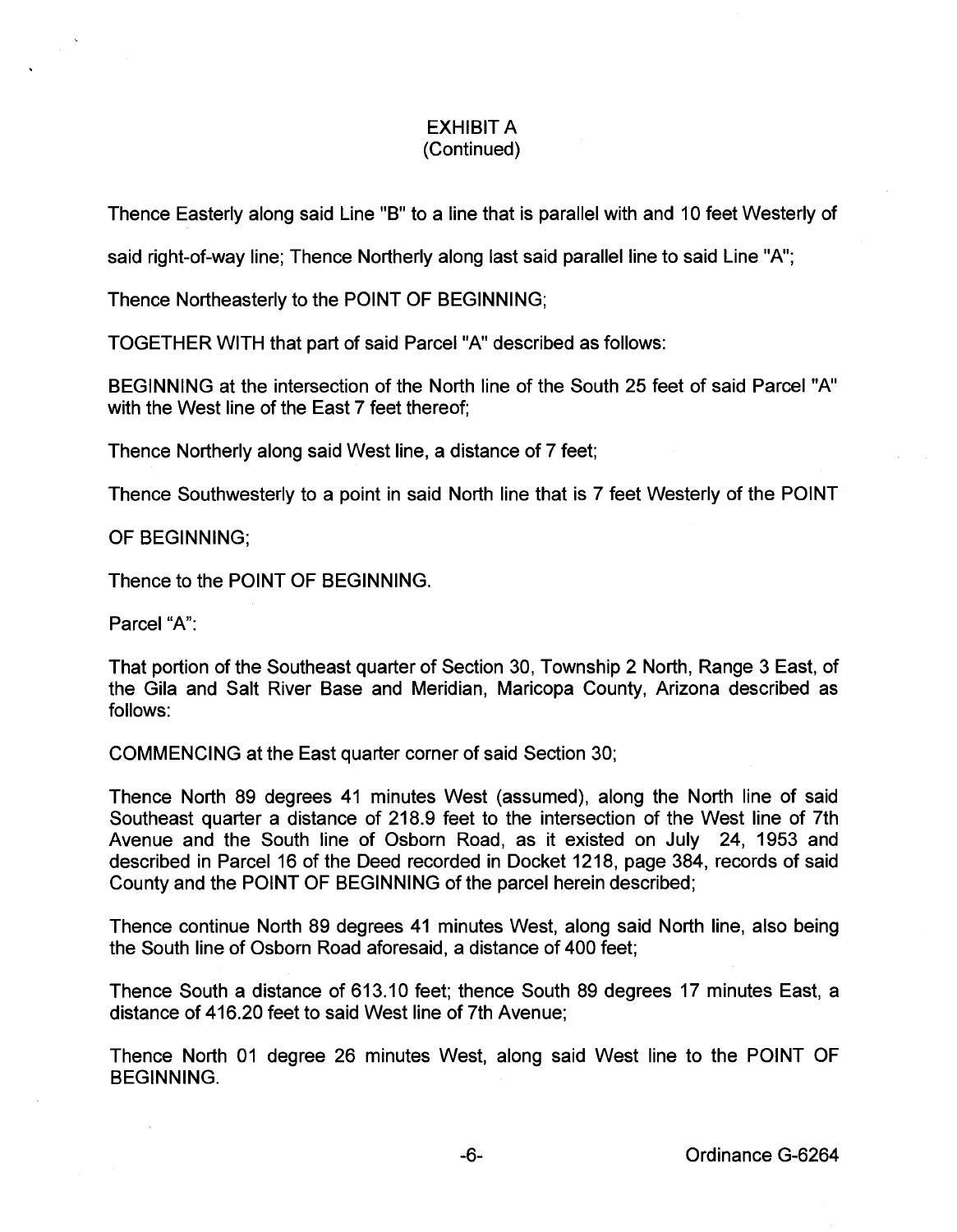## EXHIBIT A
(Continued)

Thence Easterly along said Line "B" to a line that is parallel with and 10 feet Westerly of said right-of-way line; Thence Northerly along last said parallel line to said Line "A";

Thence Northeasterly to the POINT OF BEGINNING;

TOGETHER WITH that part of said Parcel "A" described as follows:

BEGINNING at the intersection of the North line of the South 25 feet of said Parcel "A" with the West line of the East 7 feet thereof;

Thence Northerly along said West line, a distance of 7 feet;

Thence Southwesterly to a point in said North line that is 7 feet Westerly of the POINT OF BEGINNING;

Thence to the POINT OF BEGINNING.

Parcel "A":

That portion of the Southeast quarter of Section 30, Township 2 North, Range 3 East, of the Gila and Salt River Base and Meridian, Maricopa County, Arizona described as follows:

COMMENCING at the East quarter corner of said Section 30;

Thence North 89 degrees 41 minutes West (assumed), along the North line of said Southeast quarter a distance of 218.9 feet to the intersection of the West line of 7th Avenue and the South line of Osborn Road, as it existed on July 24, 1953 and described in Parcel 16 of the Deed recorded in Docket 1218, page 384, records of said County and the POINT OF BEGINNING of the parcel herein described;

Thence continue North 89 degrees 41 minutes West, along said North line, also being the South line of Osborn Road aforesaid, a distance of 400 feet;

Thence South a distance of 613.10 feet; thence South 89 degrees 17 minutes East, a distance of 416.20 feet to said West line of 7th Avenue;

Thence North 01 degree 26 minutes West, along said West line to the POINT OF BEGINNING.

Ordinance G-6264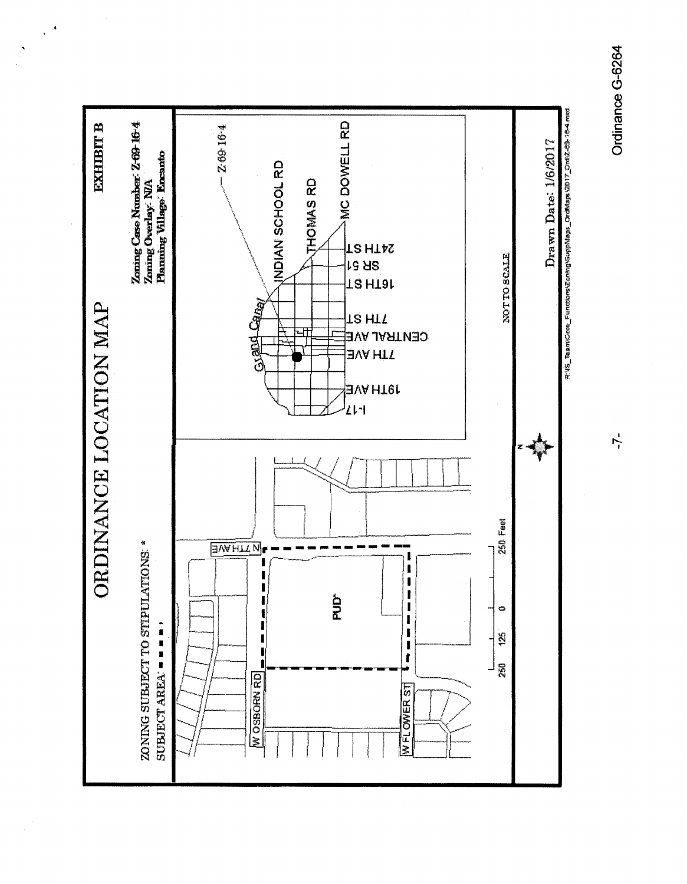# ORDINANCE LOCATION MAP

**EXHIBIT B**

ZONING SUBJECT TO STIPULATIONS: *

SUBJECT AREA: - - - - -

**Zoning Case Number: Z-69-16-4**
**Zoning Overlay: N/A**
**Planning Village: Encanto**

W OSBORN RD

N 7TH AVE

W FLOWER ST

PUD*

250 125 0 250 Feet

Z-69-16-4

Grand Canal

INDIAN SCHOOL RD

THOMAS RD

MC DOWELL RD

I-17

19TH AVE

7TH AVE

CENTRAL AVE

7TH ST

16TH ST

SR 51

24TH ST

NOT TO SCALE

Drawn Date: 1/6/2017

R:\IS_Team\Core_Functions\Zoning\SuppMaps_OrdMaps\2017_Ord\Z-69-16-4.mxd

Ordinance G-6264